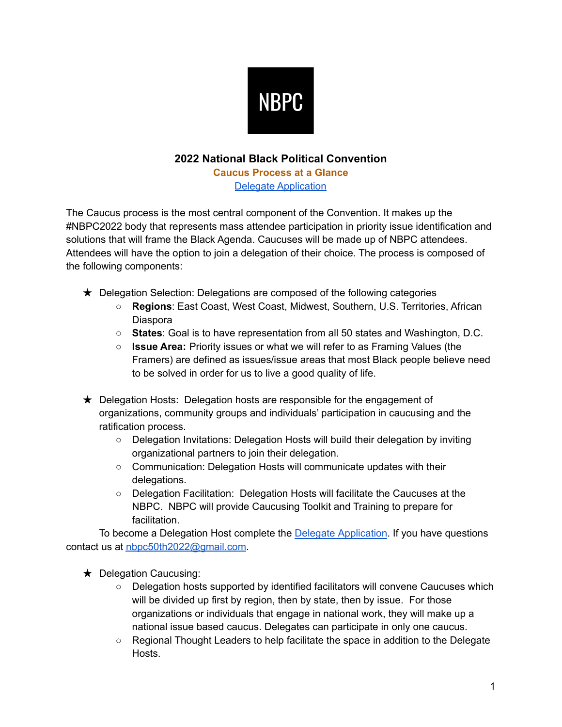NBPC

# 2022 National Black Political Convention

## Caucus Process at a Glance

[Delegate Application]

The Caucus process is the most central component of the Convention. It makes up the #NBPC2022 body that represents mass attendee participation in priority issue identification and solutions that will frame the Black Agenda. Caucuses will be made up of NBPC attendees. Attendees will have the option to join a delegation of their choice. The process is composed of the following components:

★ Delegation Selection: Delegations are composed of the following categories
- **Regions**: East Coast, West Coast, Midwest, Southern, U.S. Territories, African Diaspora
- **States**: Goal is to have representation from all 50 states and Washington, D.C.
- **Issue Area:** Priority issues or what we will refer to as Framing Values (the Framers) are defined as issues/issue areas that most Black people believe need to be solved in order for us to live a good quality of life.

★ Delegation Hosts: Delegation hosts are responsible for the engagement of organizations, community groups and individuals' participation in caucusing and the ratification process.
- Delegation Invitations: Delegation Hosts will build their delegation by inviting organizational partners to join their delegation.
- Communication: Delegation Hosts will communicate updates with their delegations.
- Delegation Facilitation: Delegation Hosts will facilitate the Caucuses at the NBPC. NBPC will provide Caucusing Toolkit and Training to prepare for facilitation.

To become a Delegation Host complete the [Delegate Application]. If you have questions contact us at nbpc50th2022@gmail.com.

★ Delegation Caucusing:
- Delegation hosts supported by identified facilitators will convene Caucuses which will be divided up first by region, then by state, then by issue. For those organizations or individuals that engage in national work, they will make up a national issue based caucus. Delegates can participate in only one caucus.
- Regional Thought Leaders to help facilitate the space in addition to the Delegate Hosts.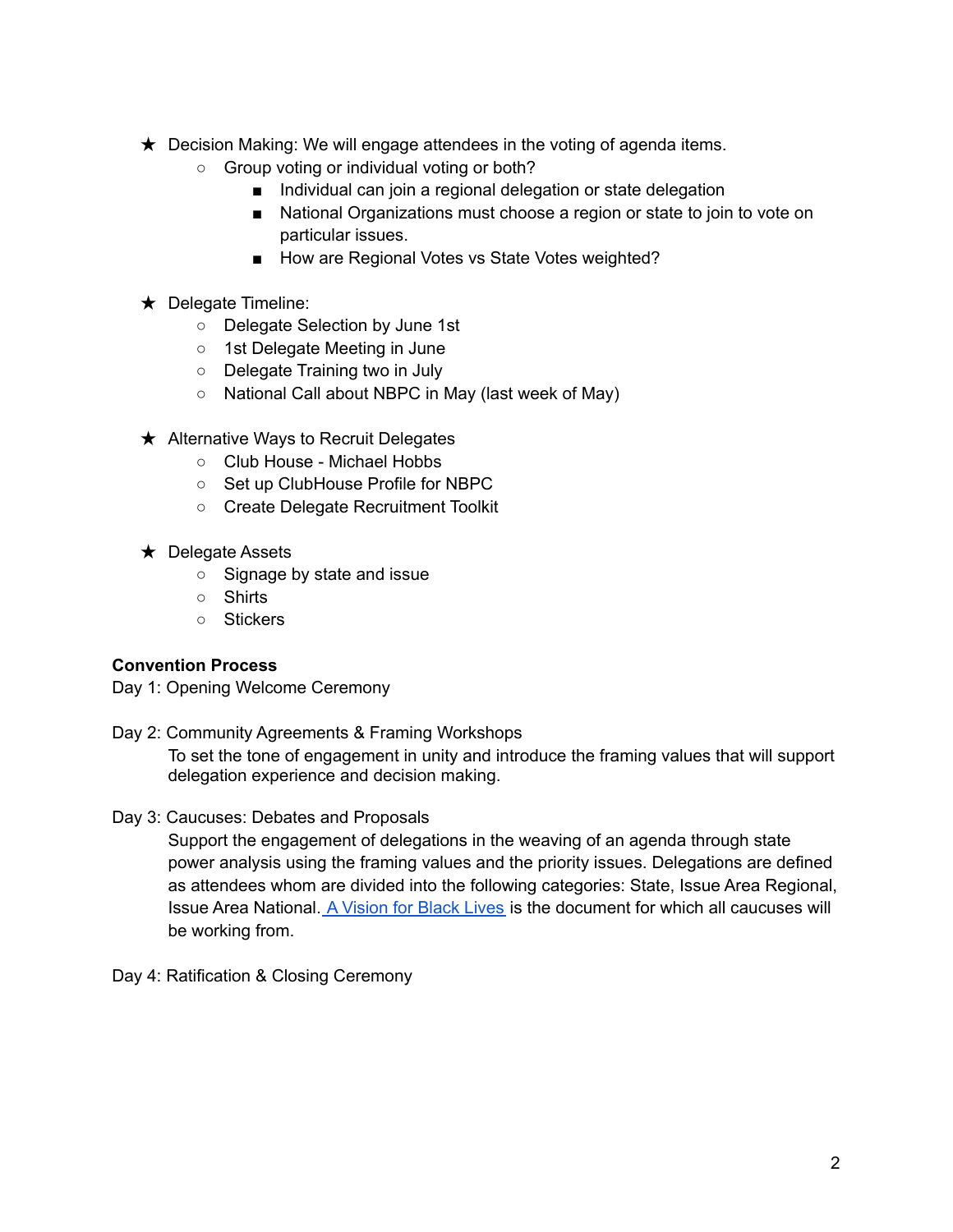- ★ Decision Making: We will engage attendees in the voting of agenda items.
  - Group voting or individual voting or both?
    - Individual can join a regional delegation or state delegation
    - National Organizations must choose a region or state to join to vote on particular issues.
    - How are Regional Votes vs State Votes weighted?

- ★ Delegate Timeline:
  - Delegate Selection by June 1st
  - 1st Delegate Meeting in June
  - Delegate Training two in July
  - National Call about NBPC in May (last week of May)

- ★ Alternative Ways to Recruit Delegates
  - Club House - Michael Hobbs
  - Set up ClubHouse Profile for NBPC
  - Create Delegate Recruitment Toolkit

- ★ Delegate Assets
  - Signage by state and issue
  - Shirts
  - Stickers

**Convention Process**

Day 1: Opening Welcome Ceremony

Day 2: Community Agreements & Framing Workshops

> To set the tone of engagement in unity and introduce the framing values that will support delegation experience and decision making.

Day 3: Caucuses: Debates and Proposals

> Support the engagement of delegations in the weaving of an agenda through state power analysis using the framing values and the priority issues. Delegations are defined as attendees whom are divided into the following categories: State, Issue Area Regional, Issue Area National. A Vision for Black Lives is the document for which all caucuses will be working from.

Day 4: Ratification & Closing Ceremony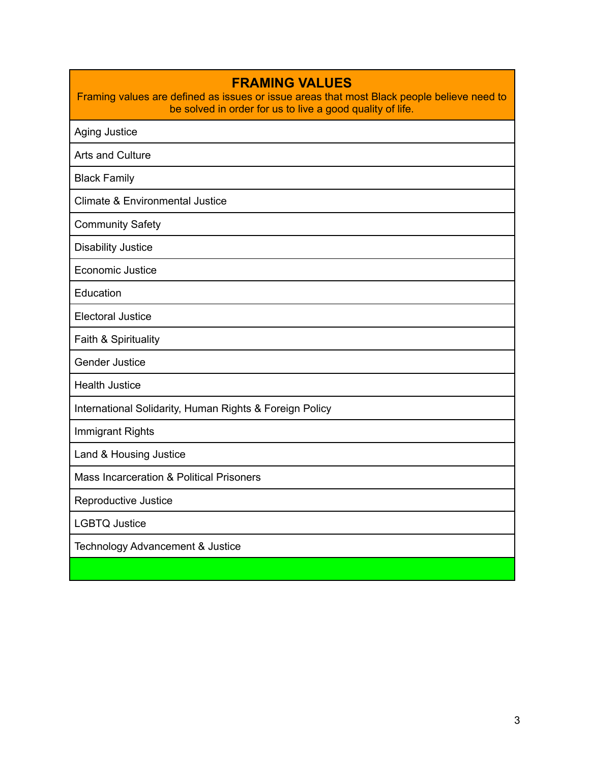| FRAMING VALUES<br>Framing values are defined as issues or issue areas that most Black people believe need to be solved in order for us to live a good quality of life. |
|---|
| Aging Justice |
| Arts and Culture |
| Black Family |
| Climate & Environmental Justice |
| Community Safety |
| Disability Justice |
| Economic Justice |
| Education |
| Electoral Justice |
| Faith & Spirituality |
| Gender Justice |
| Health Justice |
| International Solidarity, Human Rights & Foreign Policy |
| Immigrant Rights |
| Land & Housing Justice |
| Mass Incarceration & Political Prisoners |
| Reproductive Justice |
| LGBTQ Justice |
| Technology Advancement & Justice |
| |